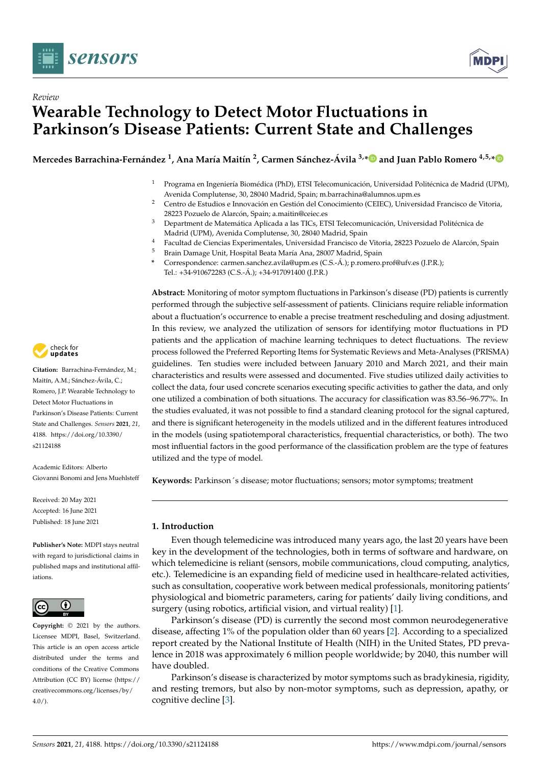*Review*

# Wearable Technology to Detect Motor Fluctuations in Parkinson's Disease Patients: Current State and Challenges

**Mercedes Barrachina-Fernández [1], Ana María Maitín [2], Carmen Sánchez-Ávila [3,*] and Juan Pablo Romero [4,5,*]**

[1] Programa en Ingeniería Biomédica (PhD), ETSI Telecomunicación, Universidad Politécnica de Madrid (UPM), Avenida Complutense, 30, 28040 Madrid, Spain; m.barrachina@alumnos.upm.es
[2] Centro de Estudios e Innovación en Gestión del Conocimiento (CEIEC), Universidad Francisco de Vitoria, 28223 Pozuelo de Alarcón, Spain; a.maitin@ceiec.es
[3] Department de Matemática Aplicada a las TICs, ETSI Telecomunicación, Universidad Politécnica de Madrid (UPM), Avenida Complutense, 30, 28040 Madrid, Spain
[4] Facultad de Ciencias Experimentales, Universidad Francisco de Vitoria, 28223 Pozuelo de Alarcón, Spain
[5] Brain Damage Unit, Hospital Beata María Ana, 28007 Madrid, Spain
* Correspondence: carmen.sanchez.avila@upm.es (C.S.-Á.); p.romero.prof@ufv.es (J.P.R.); Tel.: +34-910672283 (C.S.-Á.); +34-917091400 (J.P.R.)

**Citation:** Barrachina-Fernández, M.; Maitín, A.M.; Sánchez-Ávila, C.; Romero, J.P. Wearable Technology to Detect Motor Fluctuations in Parkinson's Disease Patients: Current State and Challenges. *Sensors* **2021**, *21*, 4188. https://doi.org/10.3390/s21124188

Academic Editors: Alberto Giovanni Bonomi and Jens Muehlsteff

Received: 20 May 2021
Accepted: 16 June 2021
Published: 18 June 2021

**Publisher's Note:** MDPI stays neutral with regard to jurisdictional claims in published maps and institutional affiliations.

**Copyright:** © 2021 by the authors. Licensee MDPI, Basel, Switzerland. This article is an open access article distributed under the terms and conditions of the Creative Commons Attribution (CC BY) license (https://creativecommons.org/licenses/by/4.0/).

**Abstract:** Monitoring of motor symptom fluctuations in Parkinson's disease (PD) patients is currently performed through the subjective self-assessment of patients. Clinicians require reliable information about a fluctuation's occurrence to enable a precise treatment rescheduling and dosing adjustment. In this review, we analyzed the utilization of sensors for identifying motor fluctuations in PD patients and the application of machine learning techniques to detect fluctuations. The review process followed the Preferred Reporting Items for Systematic Reviews and Meta-Analyses (PRISMA) guidelines. Ten studies were included between January 2010 and March 2021, and their main characteristics and results were assessed and documented. Five studies utilized daily activities to collect the data, four used concrete scenarios executing specific activities to gather the data, and only one utilized a combination of both situations. The accuracy for classification was 83.56–96.77%. In the studies evaluated, it was not possible to find a standard cleaning protocol for the signal captured, and there is significant heterogeneity in the models utilized and in the different features introduced in the models (using spatiotemporal characteristics, frequential characteristics, or both). The two most influential factors in the good performance of the classification problem are the type of features utilized and the type of model.

**Keywords:** Parkinson´s disease; motor fluctuations; sensors; motor symptoms; treatment

## 1. Introduction

Even though telemedicine was introduced many years ago, the last 20 years have been key in the development of the technologies, both in terms of software and hardware, on which telemedicine is reliant (sensors, mobile communications, cloud computing, analytics, etc.). Telemedicine is an expanding field of medicine used in healthcare-related activities, such as consultation, cooperative work between medical professionals, monitoring patients' physiological and biometric parameters, caring for patients' daily living conditions, and surgery (using robotics, artificial vision, and virtual reality) [1].

Parkinson's disease (PD) is currently the second most common neurodegenerative disease, affecting 1% of the population older than 60 years [2]. According to a specialized report created by the National Institute of Health (NIH) in the United States, PD prevalence in 2018 was approximately 6 million people worldwide; by 2040, this number will have doubled.

Parkinson's disease is characterized by motor symptoms such as bradykinesia, rigidity, and resting tremors, but also by non-motor symptoms, such as depression, apathy, or cognitive decline [3].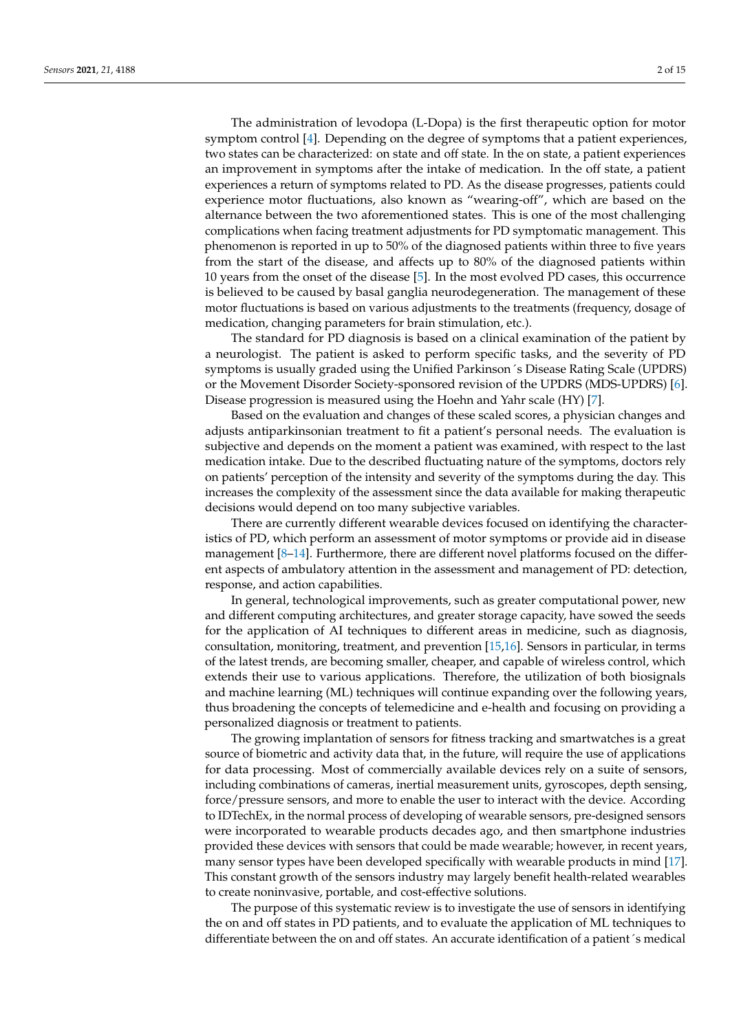The administration of levodopa (L-Dopa) is the first therapeutic option for motor symptom control [4]. Depending on the degree of symptoms that a patient experiences, two states can be characterized: on state and off state. In the on state, a patient experiences an improvement in symptoms after the intake of medication. In the off state, a patient experiences a return of symptoms related to PD. As the disease progresses, patients could experience motor fluctuations, also known as "wearing-off", which are based on the alternance between the two aforementioned states. This is one of the most challenging complications when facing treatment adjustments for PD symptomatic management. This phenomenon is reported in up to 50% of the diagnosed patients within three to five years from the start of the disease, and affects up to 80% of the diagnosed patients within 10 years from the onset of the disease [5]. In the most evolved PD cases, this occurrence is believed to be caused by basal ganglia neurodegeneration. The management of these motor fluctuations is based on various adjustments to the treatments (frequency, dosage of medication, changing parameters for brain stimulation, etc.).

The standard for PD diagnosis is based on a clinical examination of the patient by a neurologist. The patient is asked to perform specific tasks, and the severity of PD symptoms is usually graded using the Unified Parkinson´s Disease Rating Scale (UPDRS) or the Movement Disorder Society-sponsored revision of the UPDRS (MDS-UPDRS) [6]. Disease progression is measured using the Hoehn and Yahr scale (HY) [7].

Based on the evaluation and changes of these scaled scores, a physician changes and adjusts antiparkinsonian treatment to fit a patient's personal needs. The evaluation is subjective and depends on the moment a patient was examined, with respect to the last medication intake. Due to the described fluctuating nature of the symptoms, doctors rely on patients' perception of the intensity and severity of the symptoms during the day. This increases the complexity of the assessment since the data available for making therapeutic decisions would depend on too many subjective variables.

There are currently different wearable devices focused on identifying the characteristics of PD, which perform an assessment of motor symptoms or provide aid in disease management [8–14]. Furthermore, there are different novel platforms focused on the different aspects of ambulatory attention in the assessment and management of PD: detection, response, and action capabilities.

In general, technological improvements, such as greater computational power, new and different computing architectures, and greater storage capacity, have sowed the seeds for the application of AI techniques to different areas in medicine, such as diagnosis, consultation, monitoring, treatment, and prevention [15,16]. Sensors in particular, in terms of the latest trends, are becoming smaller, cheaper, and capable of wireless control, which extends their use to various applications. Therefore, the utilization of both biosignals and machine learning (ML) techniques will continue expanding over the following years, thus broadening the concepts of telemedicine and e-health and focusing on providing a personalized diagnosis or treatment to patients.

The growing implantation of sensors for fitness tracking and smartwatches is a great source of biometric and activity data that, in the future, will require the use of applications for data processing. Most of commercially available devices rely on a suite of sensors, including combinations of cameras, inertial measurement units, gyroscopes, depth sensing, force/pressure sensors, and more to enable the user to interact with the device. According to IDTechEx, in the normal process of developing of wearable sensors, pre-designed sensors were incorporated to wearable products decades ago, and then smartphone industries provided these devices with sensors that could be made wearable; however, in recent years, many sensor types have been developed specifically with wearable products in mind [17]. This constant growth of the sensors industry may largely benefit health-related wearables to create noninvasive, portable, and cost-effective solutions.

The purpose of this systematic review is to investigate the use of sensors in identifying the on and off states in PD patients, and to evaluate the application of ML techniques to differentiate between the on and off states. An accurate identification of a patient´s medical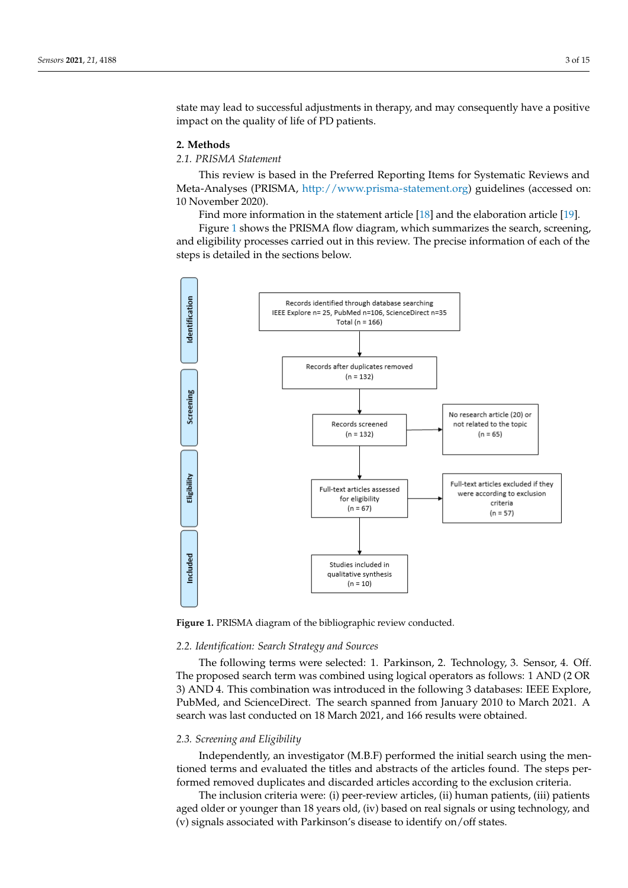state may lead to successful adjustments in therapy, and may consequently have a positive impact on the quality of life of PD patients.

## 2. Methods

### 2.1. PRISMA Statement

This review is based in the Preferred Reporting Items for Systematic Reviews and Meta-Analyses (PRISMA, http://www.prisma-statement.org) guidelines (accessed on: 10 November 2020).

Find more information in the statement article [18] and the elaboration article [19].

Figure 1 shows the PRISMA flow diagram, which summarizes the search, screening, and eligibility processes carried out in this review. The precise information of each of the steps is detailed in the sections below.

**Figure 1.** PRISMA diagram of the bibliographic review conducted.

### 2.2. Identification: Search Strategy and Sources

The following terms were selected: 1. Parkinson, 2. Technology, 3. Sensor, 4. Off. The proposed search term was combined using logical operators as follows: 1 AND (2 OR 3) AND 4. This combination was introduced in the following 3 databases: IEEE Explore, PubMed, and ScienceDirect. The search spanned from January 2010 to March 2021. A search was last conducted on 18 March 2021, and 166 results were obtained.

### 2.3. Screening and Eligibility

Independently, an investigator (M.B.F) performed the initial search using the mentioned terms and evaluated the titles and abstracts of the articles found. The steps performed removed duplicates and discarded articles according to the exclusion criteria.

The inclusion criteria were: (i) peer-review articles, (ii) human patients, (iii) patients aged older or younger than 18 years old, (iv) based on real signals or using technology, and (v) signals associated with Parkinson's disease to identify on/off states.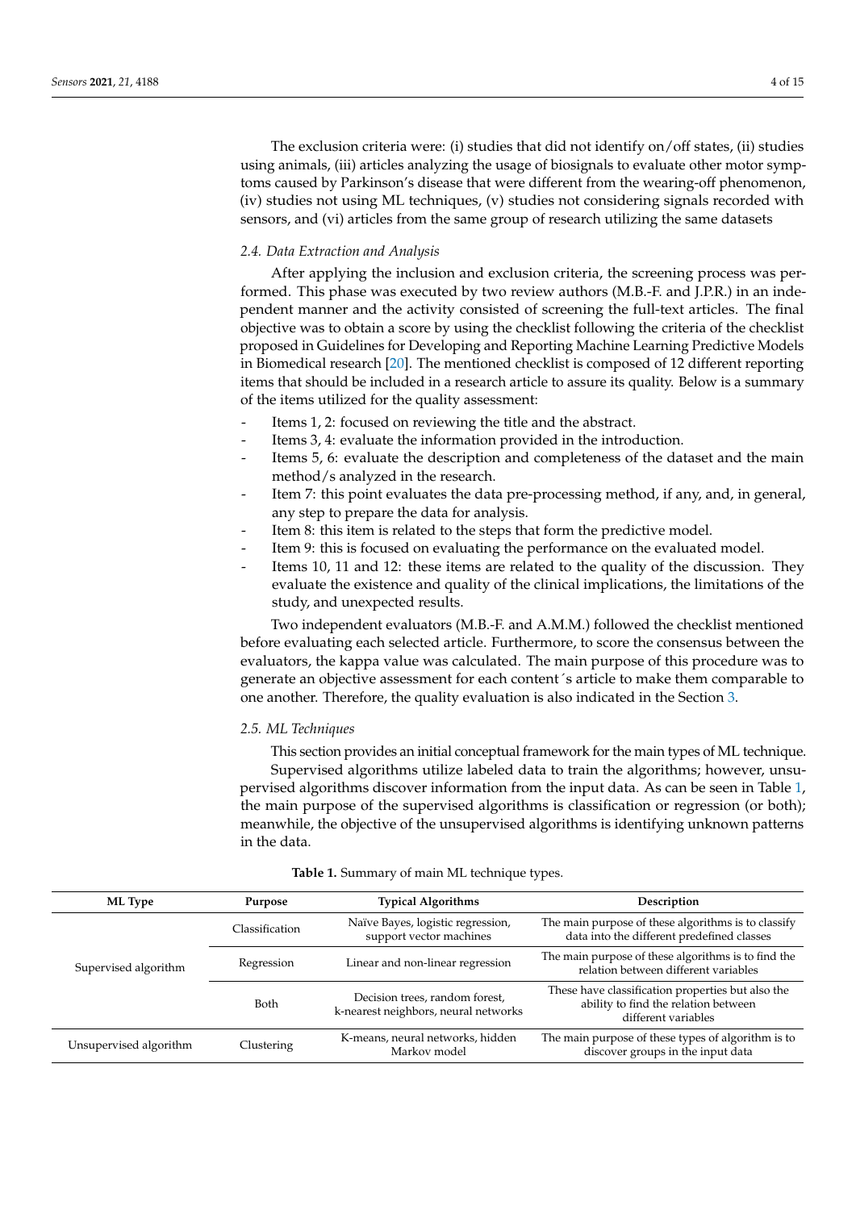The exclusion criteria were: (i) studies that did not identify on/off states, (ii) studies using animals, (iii) articles analyzing the usage of biosignals to evaluate other motor symptoms caused by Parkinson's disease that were different from the wearing-off phenomenon, (iv) studies not using ML techniques, (v) studies not considering signals recorded with sensors, and (vi) articles from the same group of research utilizing the same datasets

### 2.4. Data Extraction and Analysis

After applying the inclusion and exclusion criteria, the screening process was performed. This phase was executed by two review authors (M.B.-F. and J.P.R.) in an independent manner and the activity consisted of screening the full-text articles. The final objective was to obtain a score by using the checklist following the criteria of the checklist proposed in Guidelines for Developing and Reporting Machine Learning Predictive Models in Biomedical research [20]. The mentioned checklist is composed of 12 different reporting items that should be included in a research article to assure its quality. Below is a summary of the items utilized for the quality assessment:

- Items 1, 2: focused on reviewing the title and the abstract.
- Items 3, 4: evaluate the information provided in the introduction.
- Items 5, 6: evaluate the description and completeness of the dataset and the main method/s analyzed in the research.
- Item 7: this point evaluates the data pre-processing method, if any, and, in general, any step to prepare the data for analysis.
- Item 8: this item is related to the steps that form the predictive model.
- Item 9: this is focused on evaluating the performance on the evaluated model.
- Items 10, 11 and 12: these items are related to the quality of the discussion. They evaluate the existence and quality of the clinical implications, the limitations of the study, and unexpected results.

Two independent evaluators (M.B.-F. and A.M.M.) followed the checklist mentioned before evaluating each selected article. Furthermore, to score the consensus between the evaluators, the kappa value was calculated. The main purpose of this procedure was to generate an objective assessment for each content´s article to make them comparable to one another. Therefore, the quality evaluation is also indicated in the Section 3.

### 2.5. ML Techniques

This section provides an initial conceptual framework for the main types of ML technique.

Supervised algorithms utilize labeled data to train the algorithms; however, unsupervised algorithms discover information from the input data. As can be seen in Table 1, the main purpose of the supervised algorithms is classification or regression (or both); meanwhile, the objective of the unsupervised algorithms is identifying unknown patterns in the data.

**Table 1.** Summary of main ML technique types.

| ML Type | Purpose | Typical Algorithms | Description |
|---|---|---|---|
| Supervised algorithm | Classification | Naïve Bayes, logistic regression, support vector machines | The main purpose of these algorithms is to classify data into the different predefined classes |
| | Regression | Linear and non-linear regression | The main purpose of these algorithms is to find the relation between different variables |
| | Both | Decision trees, random forest, k-nearest neighbors, neural networks | These have classification properties but also the ability to find the relation between different variables |
| Unsupervised algorithm | Clustering | K-means, neural networks, hidden Markov model | The main purpose of these types of algorithm is to discover groups in the input data |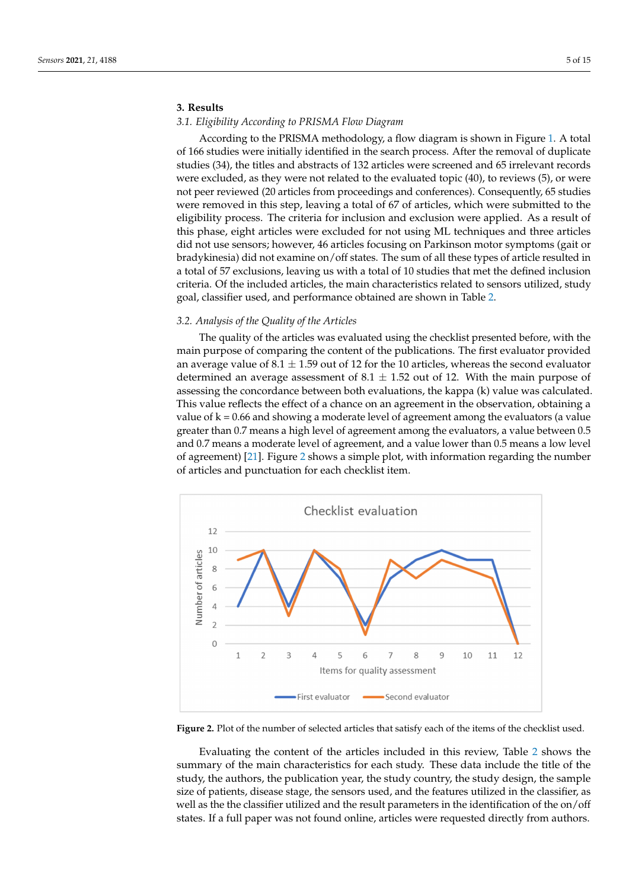## 3. Results

### *3.1. Eligibility According to PRISMA Flow Diagram*

According to the PRISMA methodology, a flow diagram is shown in Figure 1. A total of 166 studies were initially identified in the search process. After the removal of duplicate studies (34), the titles and abstracts of 132 articles were screened and 65 irrelevant records were excluded, as they were not related to the evaluated topic (40), to reviews (5), or were not peer reviewed (20 articles from proceedings and conferences). Consequently, 65 studies were removed in this step, leaving a total of 67 of articles, which were submitted to the eligibility process. The criteria for inclusion and exclusion were applied. As a result of this phase, eight articles were excluded for not using ML techniques and three articles did not use sensors; however, 46 articles focusing on Parkinson motor symptoms (gait or bradykinesia) did not examine on/off states. The sum of all these types of article resulted in a total of 57 exclusions, leaving us with a total of 10 studies that met the defined inclusion criteria. Of the included articles, the main characteristics related to sensors utilized, study goal, classifier used, and performance obtained are shown in Table 2.

### *3.2. Analysis of the Quality of the Articles*

The quality of the articles was evaluated using the checklist presented before, with the main purpose of comparing the content of the publications. The first evaluator provided an average value of $8.1 \pm 1.59$ out of 12 for the 10 articles, whereas the second evaluator determined an average assessment of $8.1 \pm 1.52$ out of 12. With the main purpose of assessing the concordance between both evaluations, the kappa (k) value was calculated. This value reflects the effect of a chance on an agreement in the observation, obtaining a value of $k = 0.66$ and showing a moderate level of agreement among the evaluators (a value greater than 0.7 means a high level of agreement among the evaluators, a value between 0.5 and 0.7 means a moderate level of agreement, and a value lower than 0.5 means a low level of agreement) [21]. Figure 2 shows a simple plot, with information regarding the number of articles and punctuation for each checklist item.

**Figure 2.** Plot of the number of selected articles that satisfy each of the items of the checklist used.

Evaluating the content of the articles included in this review, Table 2 shows the summary of the main characteristics for each study. These data include the title of the study, the authors, the publication year, the study country, the study design, the sample size of patients, disease stage, the sensors used, and the features utilized in the classifier, as well as the the classifier utilized and the result parameters in the identification of the on/off states. If a full paper was not found online, articles were requested directly from authors.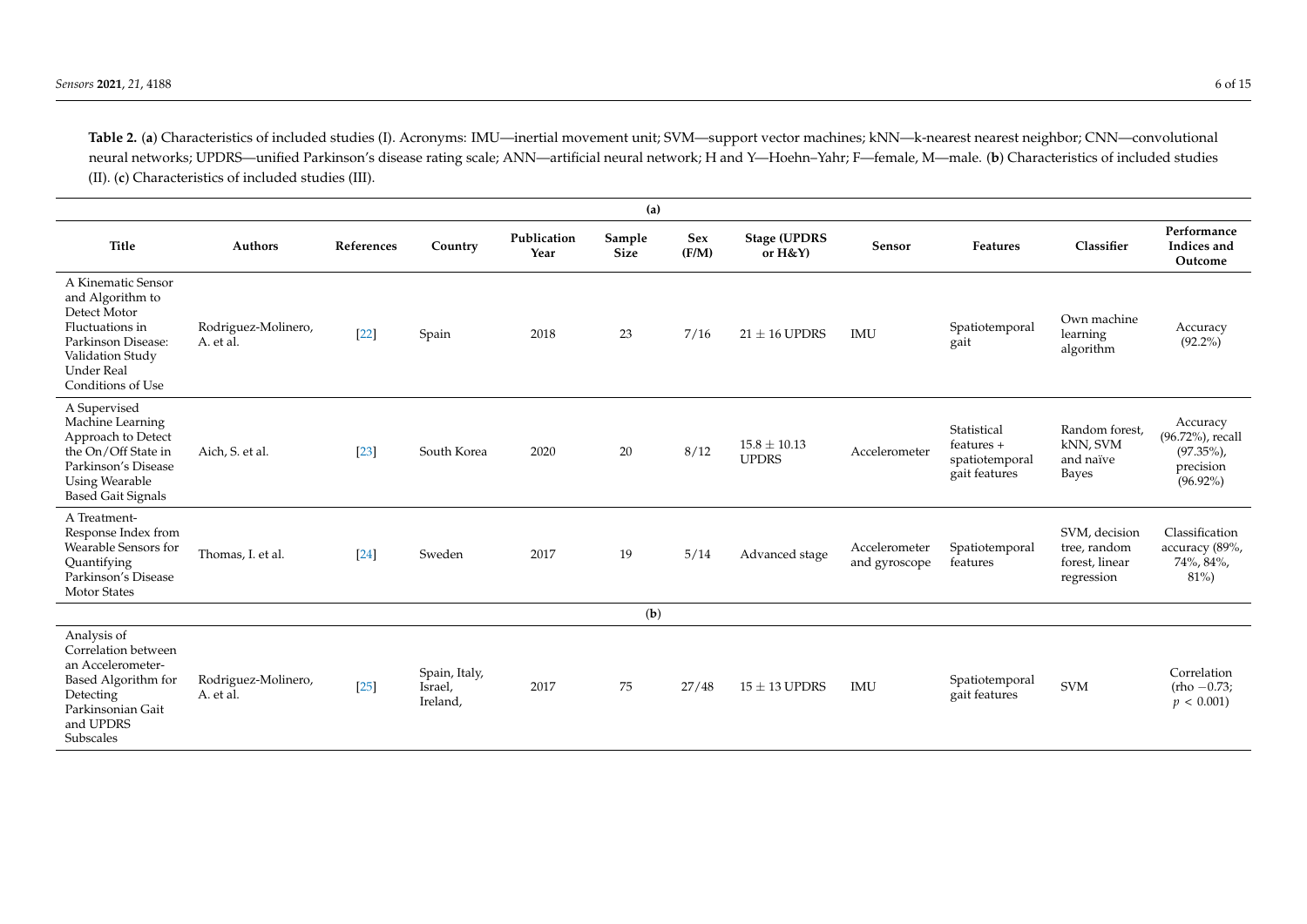**Table 2.** (**a**) Characteristics of included studies (I). Acronyms: IMU—inertial movement unit; SVM—support vector machines; kNN—k-nearest nearest neighbor; CNN—convolutional neural networks; UPDRS—unified Parkinson's disease rating scale; ANN—artificial neural network; H and Y—Hoehn–Yahr; F—female, M—male. (**b**) Characteristics of included studies (II). (**c**) Characteristics of included studies (III).

| Title | Authors | References | Country | Publication Year | Sample Size | Sex (F/M) | Stage (UPDRS or H&Y) | Sensor | Features | Classifier | Performance Indices and Outcome |
|---|---|---|---|---|---|---|---|---|---|---|---|
| **(a)** | | | | | | | | | | | |
| A Kinematic Sensor and Algorithm to Detect Motor Fluctuations in Parkinson Disease: Validation Study Under Real Conditions of Use | Rodriguez-Molinero, A. et al. | [22] | Spain | 2018 | 23 | 7/16 | $21 \pm 16$ UPDRS | IMU | Spatiotemporal gait | Own machine learning algorithm | Accuracy (92.2%) |
| A Supervised Machine Learning Approach to Detect the On/Off State in Parkinson's Disease Using Wearable Based Gait Signals | Aich, S. et al. | [23] | South Korea | 2020 | 20 | 8/12 | $15.8 \pm 10.13$ UPDRS | Accelerometer | Statistical features + spatiotemporal gait features | Random forest, kNN, SVM and naïve Bayes | Accuracy (96.72%), recall (97.35%), precision (96.92%) |
| A Treatment-Response Index from Wearable Sensors for Quantifying Parkinson's Disease Motor States | Thomas, I. et al. | [24] | Sweden | 2017 | 19 | 5/14 | Advanced stage | Accelerometer and gyroscope | Spatiotemporal features | SVM, decision tree, random forest, linear regression | Classification accuracy (89%, 74%, 84%, 81%) |
| **(b)** | | | | | | | | | | | |
| Analysis of Correlation between an Accelerometer-Based Algorithm for Detecting Parkinsonian Gait and UPDRS Subscales | Rodriguez-Molinero, A. et al. | [25] | Spain, Italy, Israel, Ireland, | 2017 | 75 | 27/48 | $15 \pm 13$ UPDRS | IMU | Spatiotemporal gait features | SVM | Correlation (rho −0.73; $p < 0.001$) |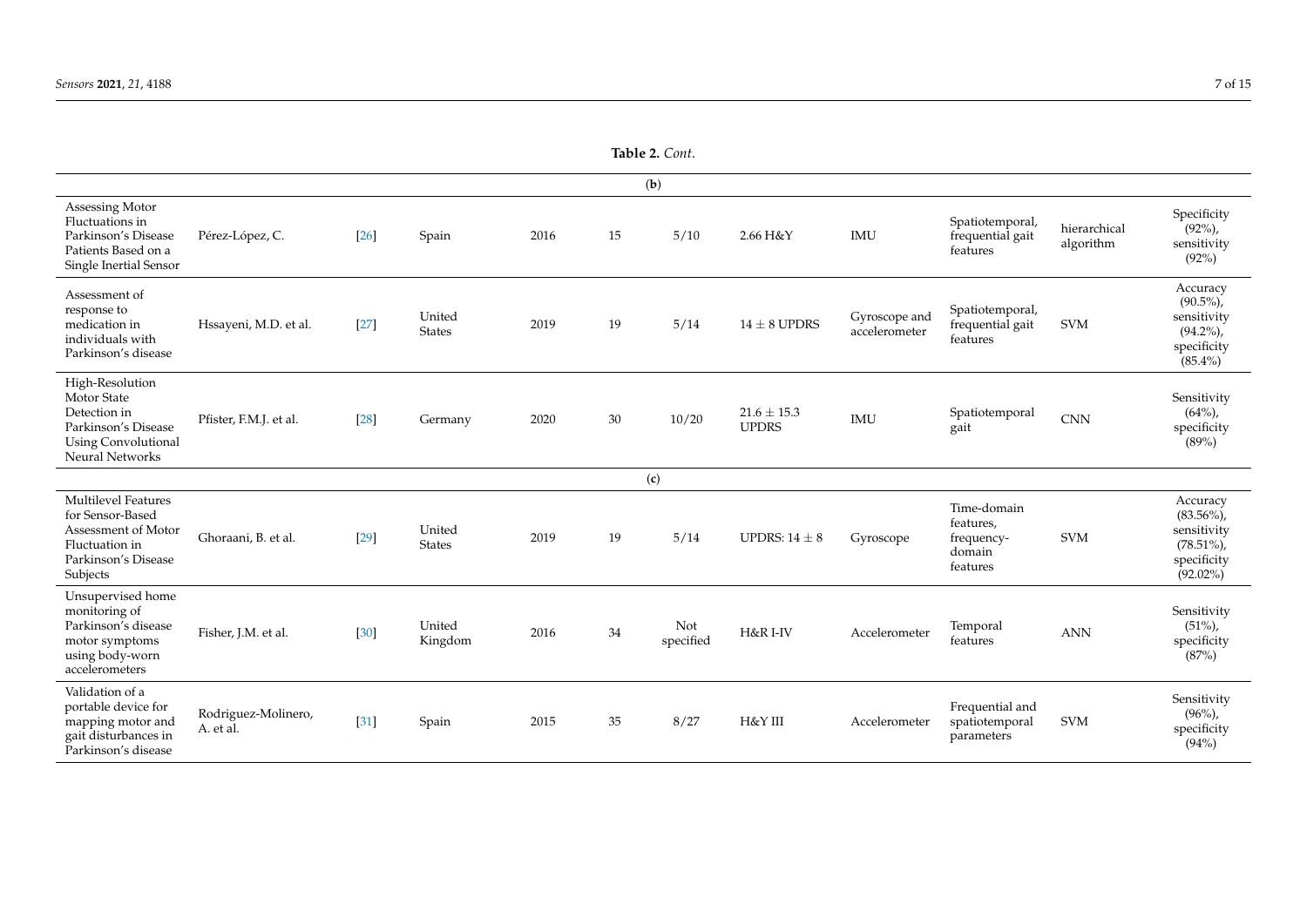**Table 2.** *Cont.*

| | | | | | | | | | | | |
|---|---|---|---|---|---|---|---|---|---|---|---|
| **(b)** | | | | | | | | | | | |
| Assessing Motor Fluctuations in Parkinson's Disease Patients Based on a Single Inertial Sensor | Pérez-López, C. | [26] | Spain | 2016 | 15 | 5/10 | 2.66 H&Y | IMU | Spatiotemporal, frequential gait features | hierarchical algorithm | Specificity (92%), sensitivity (92%) |
| Assessment of response to medication in individuals with Parkinson's disease | Hssayeni, M.D. et al. | [27] | United States | 2019 | 19 | 5/14 | 14 ± 8 UPDRS | Gyroscope and accelerometer | Spatiotemporal, frequential gait features | SVM | Accuracy (90.5%), sensitivity (94.2%), specificity (85.4%) |
| High-Resolution Motor State Detection in Parkinson's Disease Using Convolutional Neural Networks | Pfister, F.M.J. et al. | [28] | Germany | 2020 | 30 | 10/20 | 21.6 ± 15.3 UPDRS | IMU | Spatiotemporal gait | CNN | Sensitivity (64%), specificity (89%) |
| **(c)** | | | | | | | | | | | |
| Multilevel Features for Sensor-Based Assessment of Motor Fluctuation in Parkinson's Disease Subjects | Ghoraani, B. et al. | [29] | United States | 2019 | 19 | 5/14 | UPDRS: 14 ± 8 | Gyroscope | Time-domain features, frequency-domain features | SVM | Accuracy (83.56%), sensitivity (78.51%), specificity (92.02%) |
| Unsupervised home monitoring of Parkinson's disease motor symptoms using body-worn accelerometers | Fisher, J.M. et al. | [30] | United Kingdom | 2016 | 34 | Not specified | H&R I-IV | Accelerometer | Temporal features | ANN | Sensitivity (51%), specificity (87%) |
| Validation of a portable device for mapping motor and gait disturbances in Parkinson's disease | Rodriguez-Molinero, A. et al. | [31] | Spain | 2015 | 35 | 8/27 | H&Y III | Accelerometer | Frequential and spatiotemporal parameters | SVM | Sensitivity (96%), specificity (94%) |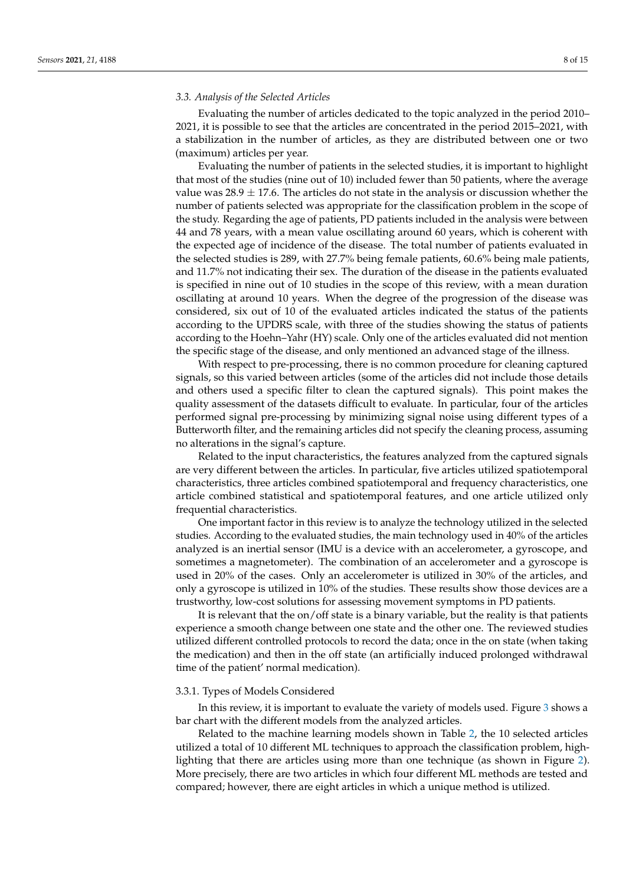### 3.3. Analysis of the Selected Articles

Evaluating the number of articles dedicated to the topic analyzed in the period 2010–2021, it is possible to see that the articles are concentrated in the period 2015–2021, with a stabilization in the number of articles, as they are distributed between one or two (maximum) articles per year.

Evaluating the number of patients in the selected studies, it is important to highlight that most of the studies (nine out of 10) included fewer than 50 patients, where the average value was $28.9 \pm 17.6$. The articles do not state in the analysis or discussion whether the number of patients selected was appropriate for the classification problem in the scope of the study. Regarding the age of patients, PD patients included in the analysis were between 44 and 78 years, with a mean value oscillating around 60 years, which is coherent with the expected age of incidence of the disease. The total number of patients evaluated in the selected studies is 289, with 27.7% being female patients, 60.6% being male patients, and 11.7% not indicating their sex. The duration of the disease in the patients evaluated is specified in nine out of 10 studies in the scope of this review, with a mean duration oscillating at around 10 years. When the degree of the progression of the disease was considered, six out of 10 of the evaluated articles indicated the status of the patients according to the UPDRS scale, with three of the studies showing the status of patients according to the Hoehn–Yahr (HY) scale. Only one of the articles evaluated did not mention the specific stage of the disease, and only mentioned an advanced stage of the illness.

With respect to pre-processing, there is no common procedure for cleaning captured signals, so this varied between articles (some of the articles did not include those details and others used a specific filter to clean the captured signals). This point makes the quality assessment of the datasets difficult to evaluate. In particular, four of the articles performed signal pre-processing by minimizing signal noise using different types of a Butterworth filter, and the remaining articles did not specify the cleaning process, assuming no alterations in the signal's capture.

Related to the input characteristics, the features analyzed from the captured signals are very different between the articles. In particular, five articles utilized spatiotemporal characteristics, three articles combined spatiotemporal and frequency characteristics, one article combined statistical and spatiotemporal features, and one article utilized only frequential characteristics.

One important factor in this review is to analyze the technology utilized in the selected studies. According to the evaluated studies, the main technology used in 40% of the articles analyzed is an inertial sensor (IMU is a device with an accelerometer, a gyroscope, and sometimes a magnetometer). The combination of an accelerometer and a gyroscope is used in 20% of the cases. Only an accelerometer is utilized in 30% of the articles, and only a gyroscope is utilized in 10% of the studies. These results show those devices are a trustworthy, low-cost solutions for assessing movement symptoms in PD patients.

It is relevant that the on/off state is a binary variable, but the reality is that patients experience a smooth change between one state and the other one. The reviewed studies utilized different controlled protocols to record the data; once in the on state (when taking the medication) and then in the off state (an artificially induced prolonged withdrawal time of the patient' normal medication).

#### 3.3.1. Types of Models Considered

In this review, it is important to evaluate the variety of models used. Figure 3 shows a bar chart with the different models from the analyzed articles.

Related to the machine learning models shown in Table 2, the 10 selected articles utilized a total of 10 different ML techniques to approach the classification problem, highlighting that there are articles using more than one technique (as shown in Figure 2). More precisely, there are two articles in which four different ML methods are tested and compared; however, there are eight articles in which a unique method is utilized.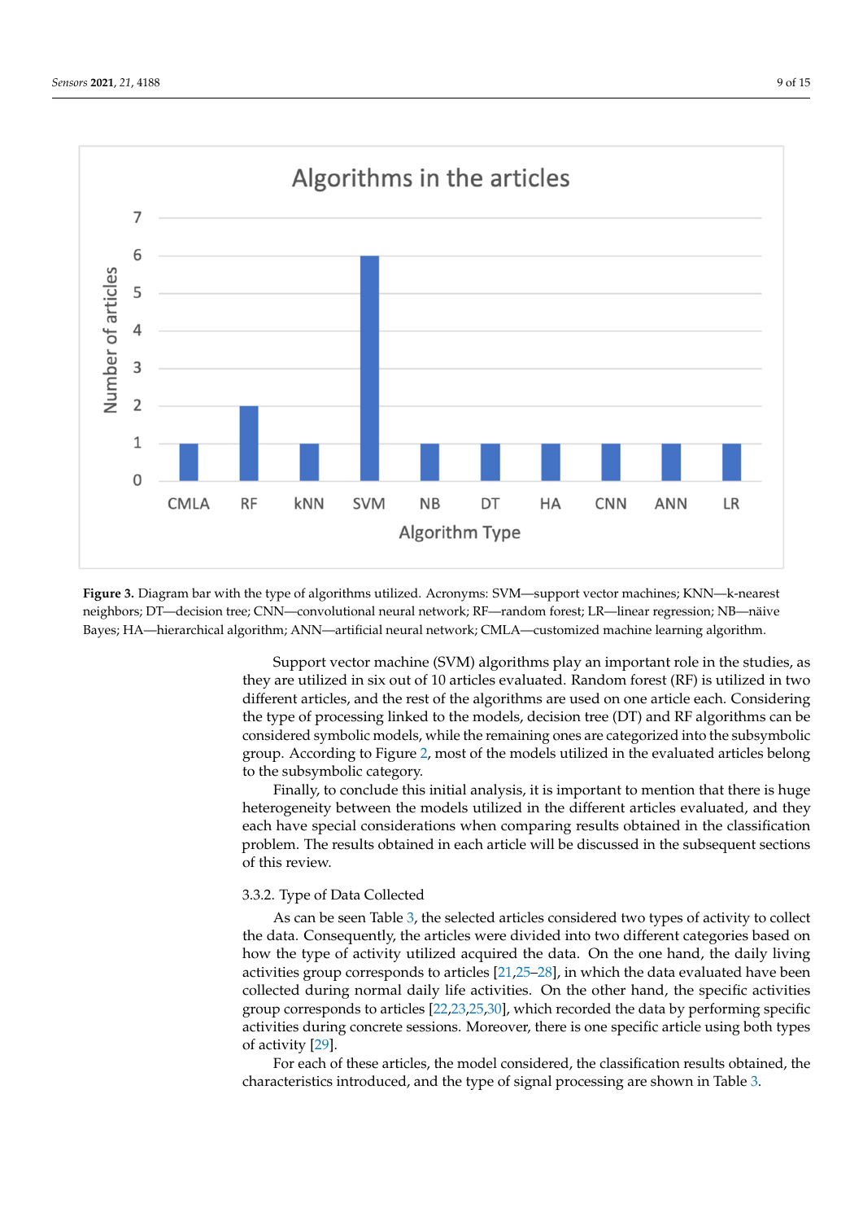**Figure 3.** Diagram bar with the type of algorithms utilized. Acronyms: SVM—support vector machines; KNN—k-nearest neighbors; DT—decision tree; CNN—convolutional neural network; RF—random forest; LR—linear regression; NB—näive Bayes; HA—hierarchical algorithm; ANN—artificial neural network; CMLA—customized machine learning algorithm.

Support vector machine (SVM) algorithms play an important role in the studies, as they are utilized in six out of 10 articles evaluated. Random forest (RF) is utilized in two different articles, and the rest of the algorithms are used on one article each. Considering the type of processing linked to the models, decision tree (DT) and RF algorithms can be considered symbolic models, while the remaining ones are categorized into the subsymbolic group. According to Figure 2, most of the models utilized in the evaluated articles belong to the subsymbolic category.

Finally, to conclude this initial analysis, it is important to mention that there is huge heterogeneity between the models utilized in the different articles evaluated, and they each have special considerations when comparing results obtained in the classification problem. The results obtained in each article will be discussed in the subsequent sections of this review.

#### 3.3.2. Type of Data Collected

As can be seen Table 3, the selected articles considered two types of activity to collect the data. Consequently, the articles were divided into two different categories based on how the type of activity utilized acquired the data. On the one hand, the daily living activities group corresponds to articles [21,25–28], in which the data evaluated have been collected during normal daily life activities. On the other hand, the specific activities group corresponds to articles [22,23,25,30], which recorded the data by performing specific activities during concrete sessions. Moreover, there is one specific article using both types of activity [29].

For each of these articles, the model considered, the classification results obtained, the characteristics introduced, and the type of signal processing are shown in Table 3.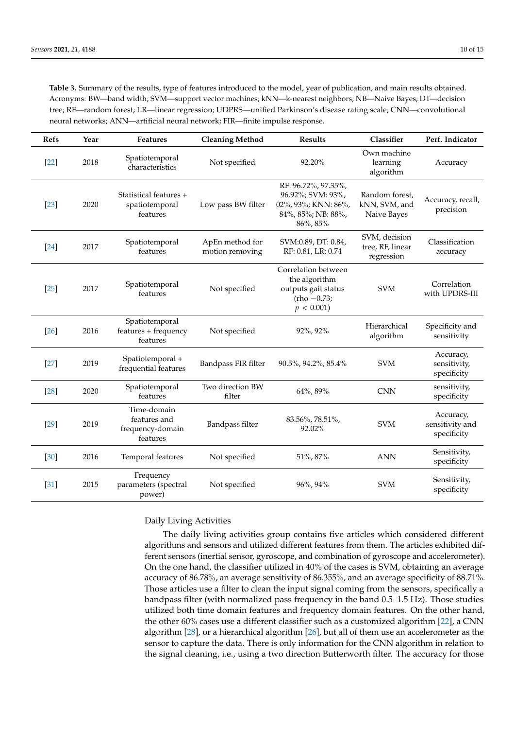**Table 3.** Summary of the results, type of features introduced to the model, year of publication, and main results obtained. Acronyms: BW—band width; SVM—support vector machines; kNN—k-nearest neighbors; NB—Naive Bayes; DT—decision tree; RF—random forest; LR—linear regression; UDPRS—unified Parkinson's disease rating scale; CNN—convolutional neural networks; ANN—artificial neural network; FIR—finite impulse response.

| Refs | Year | Features | Cleaning Method | Results | Classifier | Perf. Indicator |
|---|---|---|---|---|---|---|
| [22] | 2018 | Spatiotemporal characteristics | Not specified | 92.20% | Own machine learning algorithm | Accuracy |
| [23] | 2020 | Statistical features + spatiotemporal features | Low pass BW filter | RF: 96.72%, 97.35%, 96.92%; SVM: 93%, 02%, 93%; KNN: 86%, 84%, 85%; NB: 88%, 86%, 85% | Random forest, kNN, SVM, and Naive Bayes | Accuracy, recall, precision |
| [24] | 2017 | Spatiotemporal features | ApEn method for motion removing | SVM:0.89, DT: 0.84, RF: 0.81, LR: 0.74 | SVM, decision tree, RF, linear regression | Classification accuracy |
| [25] | 2017 | Spatiotemporal features | Not specified | Correlation between the algorithm outputs gait status (rho −0.73; $p < 0.001$) | SVM | Correlation with UPDRS-III |
| [26] | 2016 | Spatiotemporal features + frequency features | Not specified | 92%, 92% | Hierarchical algorithm | Specificity and sensitivity |
| [27] | 2019 | Spatiotemporal + frequential features | Bandpass FIR filter | 90.5%, 94.2%, 85.4% | SVM | Accuracy, sensitivity, specificity |
| [28] | 2020 | Spatiotemporal features | Two direction BW filter | 64%, 89% | CNN | sensitivity, specificity |
| [29] | 2019 | Time-domain features and frequency-domain features | Bandpass filter | 83.56%, 78.51%, 92.02% | SVM | Accuracy, sensitivity and specificity |
| [30] | 2016 | Temporal features | Not specified | 51%, 87% | ANN | Sensitivity, specificity |
| [31] | 2015 | Frequency parameters (spectral power) | Not specified | 96%, 94% | SVM | Sensitivity, specificity |

Daily Living Activities

The daily living activities group contains five articles which considered different algorithms and sensors and utilized different features from them. The articles exhibited different sensors (inertial sensor, gyroscope, and combination of gyroscope and accelerometer). On the one hand, the classifier utilized in 40% of the cases is SVM, obtaining an average accuracy of 86.78%, an average sensitivity of 86.355%, and an average specificity of 88.71%. Those articles use a filter to clean the input signal coming from the sensors, specifically a bandpass filter (with normalized pass frequency in the band 0.5–1.5 Hz). Those studies utilized both time domain features and frequency domain features. On the other hand, the other 60% cases use a different classifier such as a customized algorithm [22], a CNN algorithm [28], or a hierarchical algorithm [26], but all of them use an accelerometer as the sensor to capture the data. There is only information for the CNN algorithm in relation to the signal cleaning, i.e., using a two direction Butterworth filter. The accuracy for those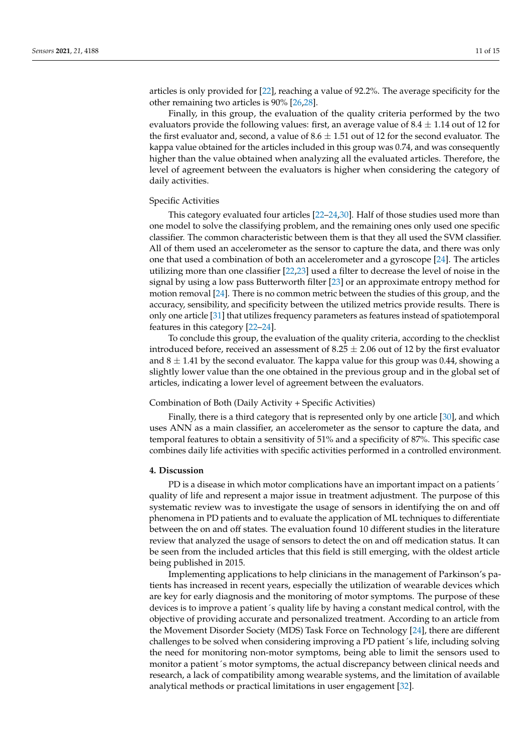articles is only provided for [22], reaching a value of 92.2%. The average specificity for the other remaining two articles is 90% [26,28].

Finally, in this group, the evaluation of the quality criteria performed by the two evaluators provide the following values: first, an average value of 8.4 ± 1.14 out of 12 for the first evaluator and, second, a value of 8.6 ± 1.51 out of 12 for the second evaluator. The kappa value obtained for the articles included in this group was 0.74, and was consequently higher than the value obtained when analyzing all the evaluated articles. Therefore, the level of agreement between the evaluators is higher when considering the category of daily activities.

Specific Activities

This category evaluated four articles [22–24,30]. Half of those studies used more than one model to solve the classifying problem, and the remaining ones only used one specific classifier. The common characteristic between them is that they all used the SVM classifier. All of them used an accelerometer as the sensor to capture the data, and there was only one that used a combination of both an accelerometer and a gyroscope [24]. The articles utilizing more than one classifier [22,23] used a filter to decrease the level of noise in the signal by using a low pass Butterworth filter [23] or an approximate entropy method for motion removal [24]. There is no common metric between the studies of this group, and the accuracy, sensibility, and specificity between the utilized metrics provide results. There is only one article [31] that utilizes frequency parameters as features instead of spatiotemporal features in this category [22–24].

To conclude this group, the evaluation of the quality criteria, according to the checklist introduced before, received an assessment of 8.25 ± 2.06 out of 12 by the first evaluator and 8 ± 1.41 by the second evaluator. The kappa value for this group was 0.44, showing a slightly lower value than the one obtained in the previous group and in the global set of articles, indicating a lower level of agreement between the evaluators.

Combination of Both (Daily Activity + Specific Activities)

Finally, there is a third category that is represented only by one article [30], and which uses ANN as a main classifier, an accelerometer as the sensor to capture the data, and temporal features to obtain a sensitivity of 51% and a specificity of 87%. This specific case combines daily life activities with specific activities performed in a controlled environment.

## 4. Discussion

PD is a disease in which motor complications have an important impact on a patients´ quality of life and represent a major issue in treatment adjustment. The purpose of this systematic review was to investigate the usage of sensors in identifying the on and off phenomena in PD patients and to evaluate the application of ML techniques to differentiate between the on and off states. The evaluation found 10 different studies in the literature review that analyzed the usage of sensors to detect the on and off medication status. It can be seen from the included articles that this field is still emerging, with the oldest article being published in 2015.

Implementing applications to help clinicians in the management of Parkinson's patients has increased in recent years, especially the utilization of wearable devices which are key for early diagnosis and the monitoring of motor symptoms. The purpose of these devices is to improve a patient´s quality life by having a constant medical control, with the objective of providing accurate and personalized treatment. According to an article from the Movement Disorder Society (MDS) Task Force on Technology [24], there are different challenges to be solved when considering improving a PD patient´s life, including solving the need for monitoring non-motor symptoms, being able to limit the sensors used to monitor a patient´s motor symptoms, the actual discrepancy between clinical needs and research, a lack of compatibility among wearable systems, and the limitation of available analytical methods or practical limitations in user engagement [32].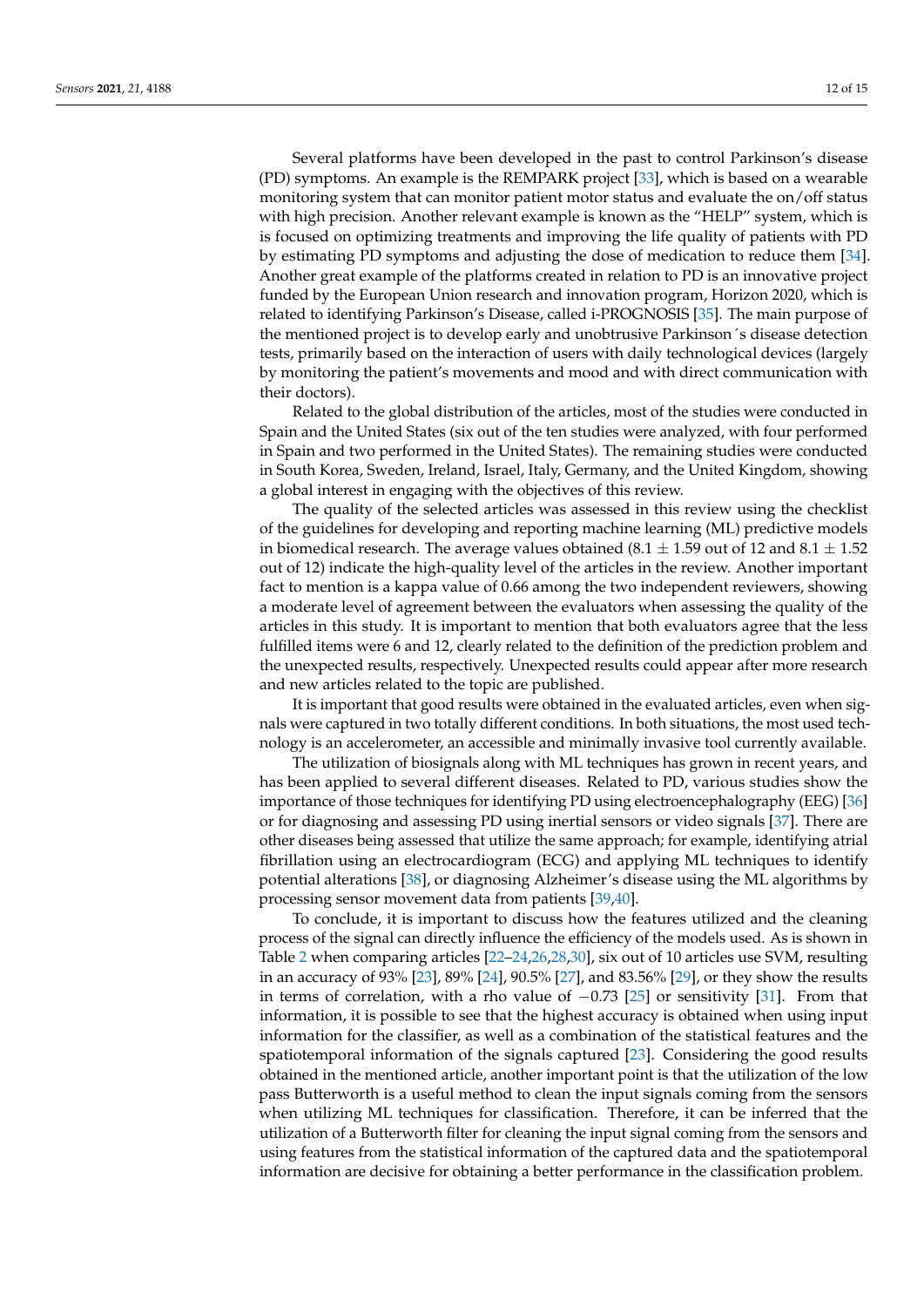Several platforms have been developed in the past to control Parkinson's disease (PD) symptoms. An example is the REMPARK project [33], which is based on a wearable monitoring system that can monitor patient motor status and evaluate the on/off status with high precision. Another relevant example is known as the "HELP" system, which is is focused on optimizing treatments and improving the life quality of patients with PD by estimating PD symptoms and adjusting the dose of medication to reduce them [34]. Another great example of the platforms created in relation to PD is an innovative project funded by the European Union research and innovation program, Horizon 2020, which is related to identifying Parkinson's Disease, called i-PROGNOSIS [35]. The main purpose of the mentioned project is to develop early and unobtrusive Parkinson´s disease detection tests, primarily based on the interaction of users with daily technological devices (largely by monitoring the patient's movements and mood and with direct communication with their doctors).

Related to the global distribution of the articles, most of the studies were conducted in Spain and the United States (six out of the ten studies were analyzed, with four performed in Spain and two performed in the United States). The remaining studies were conducted in South Korea, Sweden, Ireland, Israel, Italy, Germany, and the United Kingdom, showing a global interest in engaging with the objectives of this review.

The quality of the selected articles was assessed in this review using the checklist of the guidelines for developing and reporting machine learning (ML) predictive models in biomedical research. The average values obtained ($8.1 \pm 1.59$ out of 12 and $8.1 \pm 1.52$ out of 12) indicate the high-quality level of the articles in the review. Another important fact to mention is a kappa value of 0.66 among the two independent reviewers, showing a moderate level of agreement between the evaluators when assessing the quality of the articles in this study. It is important to mention that both evaluators agree that the less fulfilled items were 6 and 12, clearly related to the definition of the prediction problem and the unexpected results, respectively. Unexpected results could appear after more research and new articles related to the topic are published.

It is important that good results were obtained in the evaluated articles, even when signals were captured in two totally different conditions. In both situations, the most used technology is an accelerometer, an accessible and minimally invasive tool currently available.

The utilization of biosignals along with ML techniques has grown in recent years, and has been applied to several different diseases. Related to PD, various studies show the importance of those techniques for identifying PD using electroencephalography (EEG) [36] or for diagnosing and assessing PD using inertial sensors or video signals [37]. There are other diseases being assessed that utilize the same approach; for example, identifying atrial fibrillation using an electrocardiogram (ECG) and applying ML techniques to identify potential alterations [38], or diagnosing Alzheimer's disease using the ML algorithms by processing sensor movement data from patients [39,40].

To conclude, it is important to discuss how the features utilized and the cleaning process of the signal can directly influence the efficiency of the models used. As is shown in Table 2 when comparing articles [22–24,26,28,30], six out of 10 articles use SVM, resulting in an accuracy of 93% [23], 89% [24], 90.5% [27], and 83.56% [29], or they show the results in terms of correlation, with a rho value of $-0.73$ [25] or sensitivity [31]. From that information, it is possible to see that the highest accuracy is obtained when using input information for the classifier, as well as a combination of the statistical features and the spatiotemporal information of the signals captured [23]. Considering the good results obtained in the mentioned article, another important point is that the utilization of the low pass Butterworth is a useful method to clean the input signals coming from the sensors when utilizing ML techniques for classification. Therefore, it can be inferred that the utilization of a Butterworth filter for cleaning the input signal coming from the sensors and using features from the statistical information of the captured data and the spatiotemporal information are decisive for obtaining a better performance in the classification problem.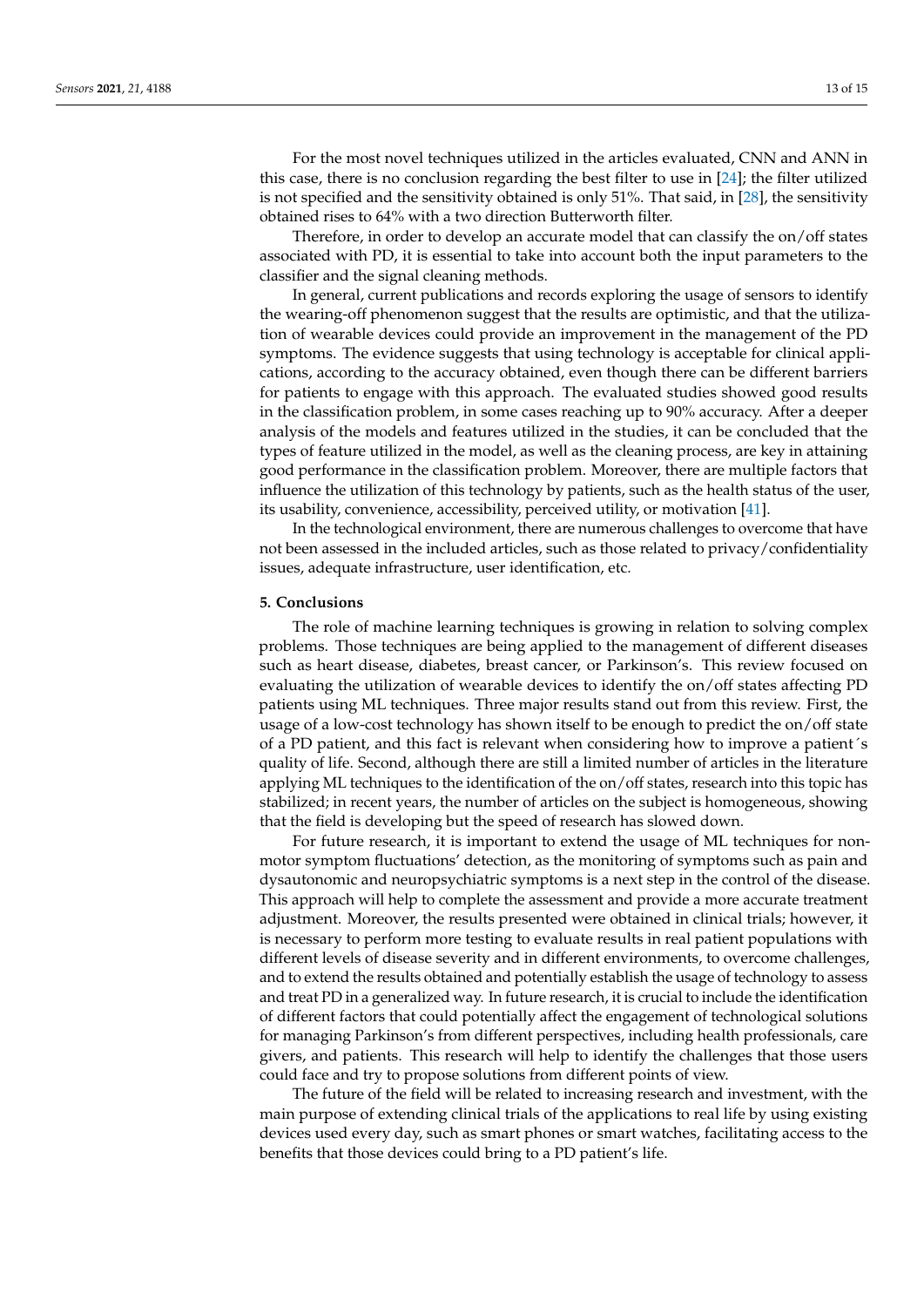For the most novel techniques utilized in the articles evaluated, CNN and ANN in this case, there is no conclusion regarding the best filter to use in [24]; the filter utilized is not specified and the sensitivity obtained is only 51%. That said, in [28], the sensitivity obtained rises to 64% with a two direction Butterworth filter.

Therefore, in order to develop an accurate model that can classify the on/off states associated with PD, it is essential to take into account both the input parameters to the classifier and the signal cleaning methods.

In general, current publications and records exploring the usage of sensors to identify the wearing-off phenomenon suggest that the results are optimistic, and that the utilization of wearable devices could provide an improvement in the management of the PD symptoms. The evidence suggests that using technology is acceptable for clinical applications, according to the accuracy obtained, even though there can be different barriers for patients to engage with this approach. The evaluated studies showed good results in the classification problem, in some cases reaching up to 90% accuracy. After a deeper analysis of the models and features utilized in the studies, it can be concluded that the types of feature utilized in the model, as well as the cleaning process, are key in attaining good performance in the classification problem. Moreover, there are multiple factors that influence the utilization of this technology by patients, such as the health status of the user, its usability, convenience, accessibility, perceived utility, or motivation [41].

In the technological environment, there are numerous challenges to overcome that have not been assessed in the included articles, such as those related to privacy/confidentiality issues, adequate infrastructure, user identification, etc.

## 5. Conclusions

The role of machine learning techniques is growing in relation to solving complex problems. Those techniques are being applied to the management of different diseases such as heart disease, diabetes, breast cancer, or Parkinson's. This review focused on evaluating the utilization of wearable devices to identify the on/off states affecting PD patients using ML techniques. Three major results stand out from this review. First, the usage of a low-cost technology has shown itself to be enough to predict the on/off state of a PD patient, and this fact is relevant when considering how to improve a patient´s quality of life. Second, although there are still a limited number of articles in the literature applying ML techniques to the identification of the on/off states, research into this topic has stabilized; in recent years, the number of articles on the subject is homogeneous, showing that the field is developing but the speed of research has slowed down.

For future research, it is important to extend the usage of ML techniques for non-motor symptom fluctuations' detection, as the monitoring of symptoms such as pain and dysautonomic and neuropsychiatric symptoms is a next step in the control of the disease. This approach will help to complete the assessment and provide a more accurate treatment adjustment. Moreover, the results presented were obtained in clinical trials; however, it is necessary to perform more testing to evaluate results in real patient populations with different levels of disease severity and in different environments, to overcome challenges, and to extend the results obtained and potentially establish the usage of technology to assess and treat PD in a generalized way. In future research, it is crucial to include the identification of different factors that could potentially affect the engagement of technological solutions for managing Parkinson's from different perspectives, including health professionals, care givers, and patients. This research will help to identify the challenges that those users could face and try to propose solutions from different points of view.

The future of the field will be related to increasing research and investment, with the main purpose of extending clinical trials of the applications to real life by using existing devices used every day, such as smart phones or smart watches, facilitating access to the benefits that those devices could bring to a PD patient's life.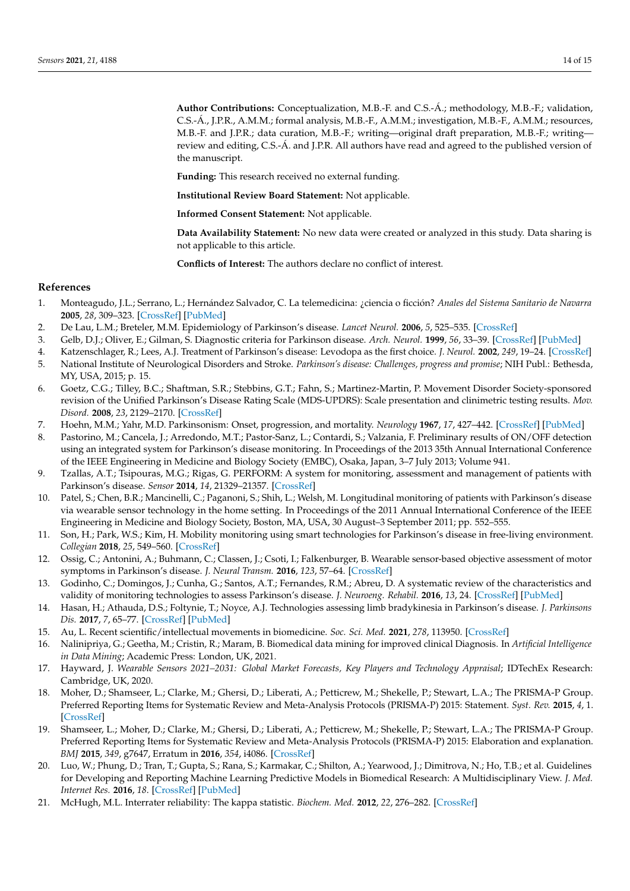**Author Contributions:** Conceptualization, M.B.-F. and C.S.-Á.; methodology, M.B.-F.; validation, C.S.-Á., J.P.R., A.M.M.; formal analysis, M.B.-F., A.M.M.; investigation, M.B.-F., A.M.M.; resources, M.B.-F. and J.P.R.; data curation, M.B.-F.; writing—original draft preparation, M.B.-F.; writing—review and editing, C.S.-Á. and J.P.R. All authors have read and agreed to the published version of the manuscript.

**Funding:** This research received no external funding.

**Institutional Review Board Statement:** Not applicable.

**Informed Consent Statement:** Not applicable.

**Data Availability Statement:** No new data were created or analyzed in this study. Data sharing is not applicable to this article.

**Conflicts of Interest:** The authors declare no conflict of interest.

## References

1. Monteagudo, J.L.; Serrano, L.; Hernández Salvador, C. La telemedicina: ¿ciencia o ficción? *Anales del Sistema Sanitario de Navarra* **2005**, *28*, 309–323. [CrossRef] [PubMed]
2. De Lau, L.M.; Breteler, M.M. Epidemiology of Parkinson's disease. *Lancet Neurol.* **2006**, *5*, 525–535. [CrossRef]
3. Gelb, D.J.; Oliver, E.; Gilman, S. Diagnostic criteria for Parkinson disease. *Arch. Neurol.* **1999**, *56*, 33–39. [CrossRef] [PubMed]
4. Katzenschlager, R.; Lees, A.J. Treatment of Parkinson's disease: Levodopa as the first choice. *J. Neurol.* **2002**, *249*, 19–24. [CrossRef]
5. National Institute of Neurological Disorders and Stroke. *Parkinson's disease: Challenges, progress and promise*; NIH Publ.: Bethesda, MY, USA, 2015; p. 15.
6. Goetz, C.G.; Tilley, B.C.; Shaftman, S.R.; Stebbins, G.T.; Fahn, S.; Martinez-Martin, P. Movement Disorder Society-sponsored revision of the Unified Parkinson's Disease Rating Scale (MDS-UPDRS): Scale presentation and clinimetric testing results. *Mov. Disord.* **2008**, *23*, 2129–2170. [CrossRef]
7. Hoehn, M.M.; Yahr, M.D. Parkinsonism: Onset, progression, and mortality. *Neurology* **1967**, *17*, 427–442. [CrossRef] [PubMed]
8. Pastorino, M.; Cancela, J.; Arredondo, M.T.; Pastor-Sanz, L.; Contardi, S.; Valzania, F. Preliminary results of ON/OFF detection using an integrated system for Parkinson's disease monitoring. In Proceedings of the 2013 35th Annual International Conference of the IEEE Engineering in Medicine and Biology Society (EMBC), Osaka, Japan, 3–7 July 2013; Volume 941.
9. Tzallas, A.T.; Tsipouras, M.G.; Rigas, G. PERFORM: A system for monitoring, assessment and management of patients with Parkinson's disease. *Sensor* **2014**, *14*, 21329–21357. [CrossRef]
10. Patel, S.; Chen, B.R.; Mancinelli, C.; Paganoni, S.; Shih, L.; Welsh, M. Longitudinal monitoring of patients with Parkinson's disease via wearable sensor technology in the home setting. In Proceedings of the 2011 Annual International Conference of the IEEE Engineering in Medicine and Biology Society, Boston, MA, USA, 30 August–3 September 2011; pp. 552–555.
11. Son, H.; Park, W.S.; Kim, H. Mobility monitoring using smart technologies for Parkinson's disease in free-living environment. *Collegian* **2018**, *25*, 549–560. [CrossRef]
12. Ossig, C.; Antonini, A.; Buhmann, C.; Classen, J.; Csoti, I.; Falkenburger, B. Wearable sensor-based objective assessment of motor symptoms in Parkinson's disease. *J. Neural Transm.* **2016**, *123*, 57–64. [CrossRef]
13. Godinho, C.; Domingos, J.; Cunha, G.; Santos, A.T.; Fernandes, R.M.; Abreu, D. A systematic review of the characteristics and validity of monitoring technologies to assess Parkinson's disease. *J. Neuroeng. Rehabil.* **2016**, *13*, 24. [CrossRef] [PubMed]
14. Hasan, H.; Athauda, D.S.; Foltynie, T.; Noyce, A.J. Technologies assessing limb bradykinesia in Parkinson's disease. *J. Parkinsons Dis.* **2017**, *7*, 65–77. [CrossRef] [PubMed]
15. Au, L. Recent scientific/intellectual movements in biomedicine. *Soc. Sci. Med.* **2021**, *278*, 113950. [CrossRef]
16. Nalinipriya, G.; Geetha, M.; Cristin, R.; Maram, B. Biomedical data mining for improved clinical Diagnosis. In *Artificial Intelligence in Data Mining*; Academic Press: London, UK, 2021.
17. Hayward, J. *Wearable Sensors 2021–2031: Global Market Forecasts, Key Players and Technology Appraisal*; IDTechEx Research: Cambridge, UK, 2020.
18. Moher, D.; Shamseer, L.; Clarke, M.; Ghersi, D.; Liberati, A.; Petticrew, M.; Shekelle, P.; Stewart, L.A.; The PRISMA-P Group. Preferred Reporting Items for Systematic Review and Meta-Analysis Protocols (PRISMA-P) 2015: Statement. *Syst. Rev.* **2015**, *4*, 1. [CrossRef]
19. Shamseer, L.; Moher, D.; Clarke, M.; Ghersi, D.; Liberati, A.; Petticrew, M.; Shekelle, P.; Stewart, L.A.; The PRISMA-P Group. Preferred Reporting Items for Systematic Review and Meta-Analysis Protocols (PRISMA-P) 2015: Elaboration and explanation. *BMJ* **2015**, *349*, g7647, Erratum in **2016**, *354*, i4086. [CrossRef]
20. Luo, W.; Phung, D.; Tran, T.; Gupta, S.; Rana, S.; Karmakar, C.; Shilton, A.; Yearwood, J.; Dimitrova, N.; Ho, T.B.; et al. Guidelines for Developing and Reporting Machine Learning Predictive Models in Biomedical Research: A Multidisciplinary View. *J. Med. Internet Res.* **2016**, *18*. [CrossRef] [PubMed]
21. McHugh, M.L. Interrater reliability: The kappa statistic. *Biochem. Med.* **2012**, *22*, 276–282. [CrossRef]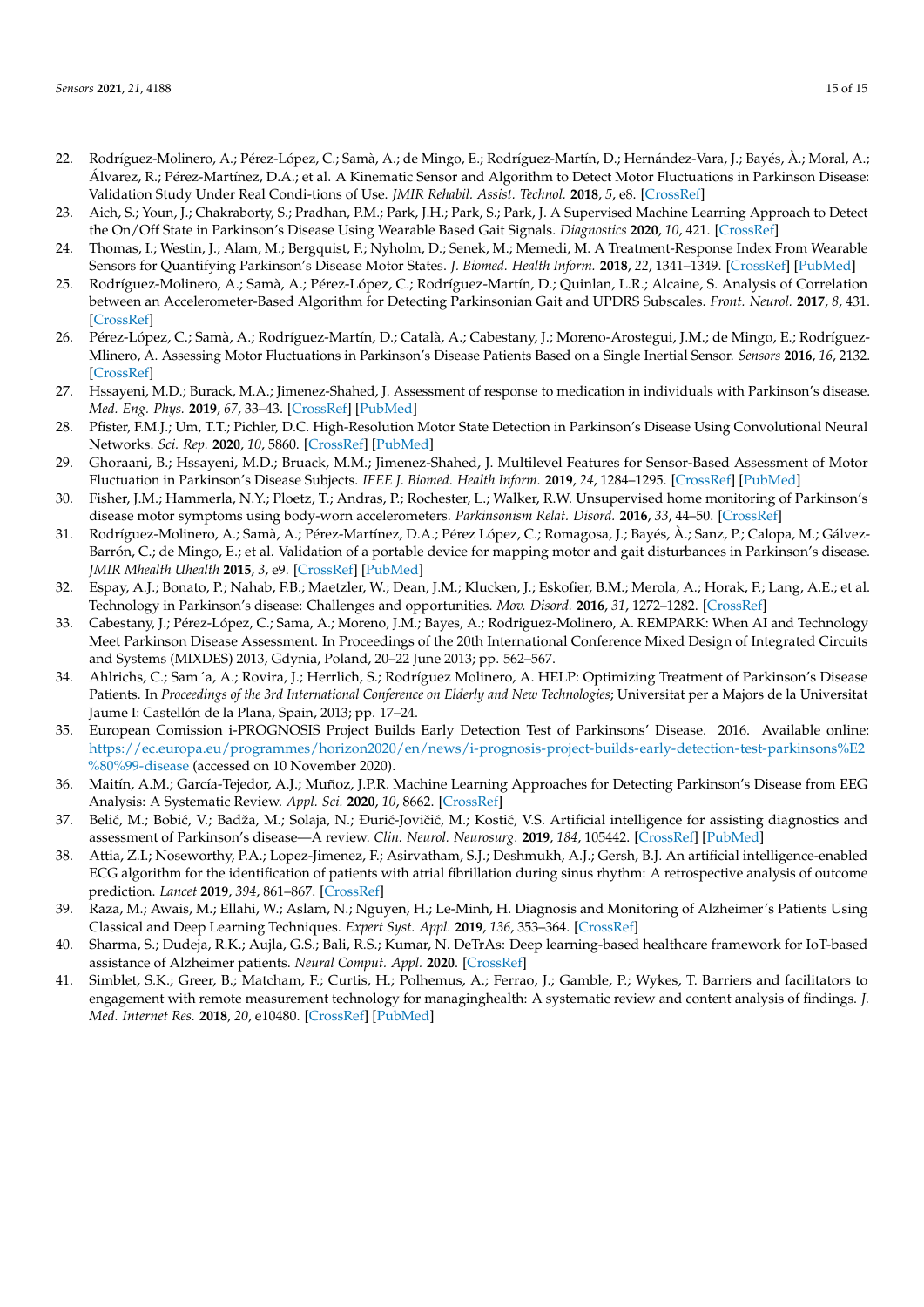22. Rodríguez-Molinero, A.; Pérez-López, C.; Samà, A.; de Mingo, E.; Rodríguez-Martín, D.; Hernández-Vara, J.; Bayés, À.; Moral, A.; Álvarez, R.; Pérez-Martínez, D.A.; et al. A Kinematic Sensor and Algorithm to Detect Motor Fluctuations in Parkinson Disease: Validation Study Under Real Condi-tions of Use. *JMIR Rehabil. Assist. Technol.* **2018**, *5*, e8. [CrossRef]
23. Aich, S.; Youn, J.; Chakraborty, S.; Pradhan, P.M.; Park, J.H.; Park, S.; Park, J. A Supervised Machine Learning Approach to Detect the On/Off State in Parkinson's Disease Using Wearable Based Gait Signals. *Diagnostics* **2020**, *10*, 421. [CrossRef]
24. Thomas, I.; Westin, J.; Alam, M.; Bergquist, F.; Nyholm, D.; Senek, M.; Memedi, M. A Treatment-Response Index From Wearable Sensors for Quantifying Parkinson's Disease Motor States. *J. Biomed. Health Inform.* **2018**, *22*, 1341–1349. [CrossRef] [PubMed]
25. Rodríguez-Molinero, A.; Samà, A.; Pérez-López, C.; Rodríguez-Martín, D.; Quinlan, L.R.; Alcaine, S. Analysis of Correlation between an Accelerometer-Based Algorithm for Detecting Parkinsonian Gait and UPDRS Subscales. *Front. Neurol.* **2017**, *8*, 431. [CrossRef]
26. Pérez-López, C.; Samà, A.; Rodríguez-Martín, D.; Català, A.; Cabestany, J.; Moreno-Arostegui, J.M.; de Mingo, E.; Rodríguez-Mlinero, A. Assessing Motor Fluctuations in Parkinson's Disease Patients Based on a Single Inertial Sensor. *Sensors* **2016**, *16*, 2132. [CrossRef]
27. Hssayeni, M.D.; Burack, M.A.; Jimenez-Shahed, J. Assessment of response to medication in individuals with Parkinson's disease. *Med. Eng. Phys.* **2019**, *67*, 33–43. [CrossRef] [PubMed]
28. Pfister, F.M.J.; Um, T.T.; Pichler, D.C. High-Resolution Motor State Detection in Parkinson's Disease Using Convolutional Neural Networks. *Sci. Rep.* **2020**, *10*, 5860. [CrossRef] [PubMed]
29. Ghoraani, B.; Hssayeni, M.D.; Bruack, M.M.; Jimenez-Shahed, J. Multilevel Features for Sensor-Based Assessment of Motor Fluctuation in Parkinson's Disease Subjects. *IEEE J. Biomed. Health Inform.* **2019**, *24*, 1284–1295. [CrossRef] [PubMed]
30. Fisher, J.M.; Hammerla, N.Y.; Ploetz, T.; Andras, P.; Rochester, L.; Walker, R.W. Unsupervised home monitoring of Parkinson's disease motor symptoms using body-worn accelerometers. *Parkinsonism Relat. Disord.* **2016**, *33*, 44–50. [CrossRef]
31. Rodríguez-Molinero, A.; Samà, A.; Pérez-Martínez, D.A.; Pérez López, C.; Romagosa, J.; Bayés, À.; Sanz, P.; Calopa, M.; Gálvez-Barrón, C.; de Mingo, E.; et al. Validation of a portable device for mapping motor and gait disturbances in Parkinson's disease. *JMIR Mhealth Uhealth* **2015**, *3*, e9. [CrossRef] [PubMed]
32. Espay, A.J.; Bonato, P.; Nahab, F.B.; Maetzler, W.; Dean, J.M.; Klucken, J.; Eskofier, B.M.; Merola, A.; Horak, F.; Lang, A.E.; et al. Technology in Parkinson's disease: Challenges and opportunities. *Mov. Disord.* **2016**, *31*, 1272–1282. [CrossRef]
33. Cabestany, J.; Pérez-López, C.; Sama, A.; Moreno, J.M.; Bayes, A.; Rodriguez-Molinero, A. REMPARK: When AI and Technology Meet Parkinson Disease Assessment. In Proceedings of the 20th International Conference Mixed Design of Integrated Circuits and Systems (MIXDES) 2013, Gdynia, Poland, 20–22 June 2013; pp. 562–567.
34. Ahlrichs, C.; Sam´a, A.; Rovira, J.; Herrlich, S.; Rodríguez Molinero, A. HELP: Optimizing Treatment of Parkinson's Disease Patients. In *Proceedings of the 3rd International Conference on Elderly and New Technologies*; Universitat per a Majors de la Universitat Jaume I: Castellón de la Plana, Spain, 2013; pp. 17–24.
35. European Comission i-PROGNOSIS Project Builds Early Detection Test of Parkinsons' Disease. 2016. Available online: https://ec.europa.eu/programmes/horizon2020/en/news/i-prognosis-project-builds-early-detection-test-parkinsons%E2%80%99-disease (accessed on 10 November 2020).
36. Maitín, A.M.; García-Tejedor, A.J.; Muñoz, J.P.R. Machine Learning Approaches for Detecting Parkinson's Disease from EEG Analysis: A Systematic Review. *Appl. Sci.* **2020**, *10*, 8662. [CrossRef]
37. Belić, M.; Bobić, V.; Badža, M.; Solaja, N.; Đurić-Jovičić, M.; Kostić, V.S. Artificial intelligence for assisting diagnostics and assessment of Parkinson's disease—A review. *Clin. Neurol. Neurosurg.* **2019**, *184*, 105442. [CrossRef] [PubMed]
38. Attia, Z.I.; Noseworthy, P.A.; Lopez-Jimenez, F.; Asirvatham, S.J.; Deshmukh, A.J.; Gersh, B.J. An artificial intelligence-enabled ECG algorithm for the identification of patients with atrial fibrillation during sinus rhythm: A retrospective analysis of outcome prediction. *Lancet* **2019**, *394*, 861–867. [CrossRef]
39. Raza, M.; Awais, M.; Ellahi, W.; Aslam, N.; Nguyen, H.; Le-Minh, H. Diagnosis and Monitoring of Alzheimer's Patients Using Classical and Deep Learning Techniques. *Expert Syst. Appl.* **2019**, *136*, 353–364. [CrossRef]
40. Sharma, S.; Dudeja, R.K.; Aujla, G.S.; Bali, R.S.; Kumar, N. DeTrAs: Deep learning-based healthcare framework for IoT-based assistance of Alzheimer patients. *Neural Comput. Appl.* **2020**. [CrossRef]
41. Simblet, S.K.; Greer, B.; Matcham, F.; Curtis, H.; Polhemus, A.; Ferrao, J.; Gamble, P.; Wykes, T. Barriers and facilitators to engagement with remote measurement technology for managinghealth: A systematic review and content analysis of findings. *J. Med. Internet Res.* **2018**, *20*, e10480. [CrossRef] [PubMed]